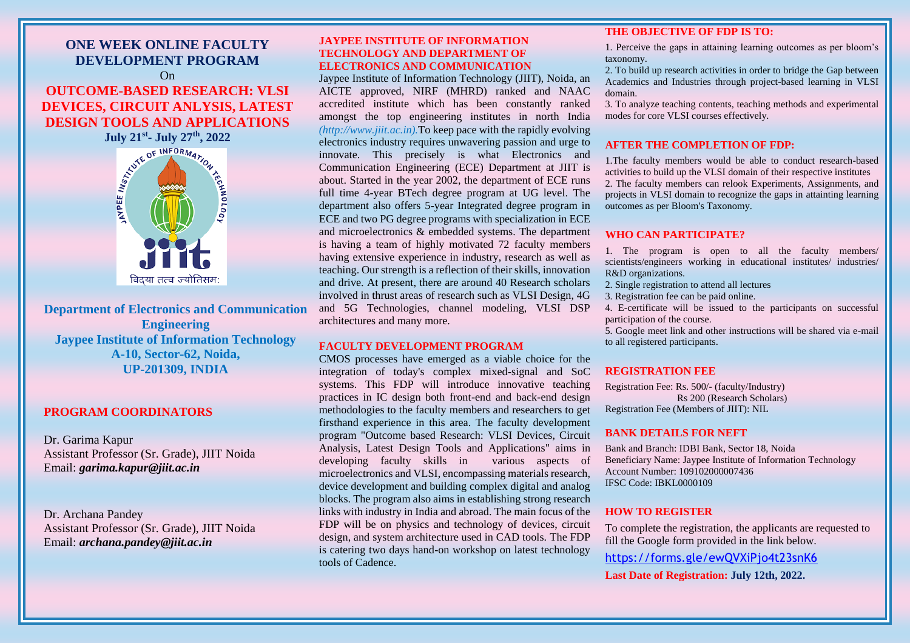# ONE WEEK ONLINE FACULTY DEVELOPMENT PROGRAM

On

# OUTCOME-BASED RESEARCH: VLSI DEVICES, CIRCUIT ANLYSIS, LATEST DESIGN TOOLS AND APPLICATIONS

**July 21st- July 27th, 2022**

**Department of Electronics and Communication Engineering**
**Jaypee Institute of Information Technology**
**A-10, Sector-62, Noida,**
**UP-201309, INDIA**

## PROGRAM COORDINATORS

Dr. Garima Kapur
Assistant Professor (Sr. Grade), JIIT Noida
Email: ***garima.kapur@jiit.ac.in***

Dr. Archana Pandey
Assistant Professor (Sr. Grade), JIIT Noida
Email: ***archana.pandey@jiit.ac.in***

## JAYPEE INSTITUTE OF INFORMATION TECHNOLOGY AND DEPARTMENT OF ELECTRONICS AND COMMUNICATION

Jaypee Institute of Information Technology (JIIT), Noida, an AICTE approved, NIRF (MHRD) ranked and NAAC accredited institute which has been constantly ranked amongst the top engineering institutes in north India *(http://www.jiit.ac.in).*To keep pace with the rapidly evolving electronics industry requires unwavering passion and urge to innovate. This precisely is what Electronics and Communication Engineering (ECE) Department at JIIT is about. Started in the year 2002, the department of ECE runs full time 4-year BTech degree program at UG level. The department also offers 5-year Integrated degree program in ECE and two PG degree programs with specialization in ECE and microelectronics & embedded systems. The department is having a team of highly motivated 72 faculty members having extensive experience in industry, research as well as teaching. Our strength is a reflection of their skills, innovation and drive. At present, there are around 40 Research scholars involved in thrust areas of research such as VLSI Design, 4G and 5G Technologies, channel modeling, VLSI DSP architectures and many more.

## FACULTY DEVELOPMENT PROGRAM

CMOS processes have emerged as a viable choice for the integration of today's complex mixed-signal and SoC systems. This FDP will introduce innovative teaching practices in IC design both front-end and back-end design methodologies to the faculty members and researchers to get firsthand experience in this area. The faculty development program "Outcome based Research: VLSI Devices, Circuit Analysis, Latest Design Tools and Applications" aims in developing faculty skills in various aspects of microelectronics and VLSI, encompassing materials research, device development and building complex digital and analog blocks. The program also aims in establishing strong research links with industry in India and abroad. The main focus of the FDP will be on physics and technology of devices, circuit design, and system architecture used in CAD tools. The FDP is catering two days hand-on workshop on latest technology tools of Cadence.

## THE OBJECTIVE OF FDP IS TO:

1. Perceive the gaps in attaining learning outcomes as per bloom's taxonomy.
2. To build up research activities in order to bridge the Gap between Academics and Industries through project-based learning in VLSI domain.
3. To analyze teaching contents, teaching methods and experimental modes for core VLSI courses effectively.

## AFTER THE COMPLETION OF FDP:

1.The faculty members would be able to conduct research-based activities to build up the VLSI domain of their respective institutes
2. The faculty members can relook Experiments, Assignments, and projects in VLSI domain to recognize the gaps in attainting learning outcomes as per Bloom's Taxonomy.

## WHO CAN PARTICIPATE?

1. The program is open to all the faculty members/ scientists/engineers working in educational institutes/ industries/ R&D organizations.
2. Single registration to attend all lectures
3. Registration fee can be paid online.
4. E-certificate will be issued to the participants on successful participation of the course.
5. Google meet link and other instructions will be shared via e-mail to all registered participants.

## REGISTRATION FEE

Registration Fee: Rs. 500/- (faculty/Industry)
Rs 200 (Research Scholars)
Registration Fee (Members of JIIT): NIL

## BANK DETAILS FOR NEFT

Bank and Branch: IDBI Bank, Sector 18, Noida
Beneficiary Name: Jaypee Institute of Information Technology
Account Number: 109102000007436
IFSC Code: IBKL0000109

## HOW TO REGISTER

To complete the registration, the applicants are requested to fill the Google form provided in the link below.

https://forms.gle/ewQVXiPjo4t23snK6

**Last Date of Registration: July 12th, 2022.**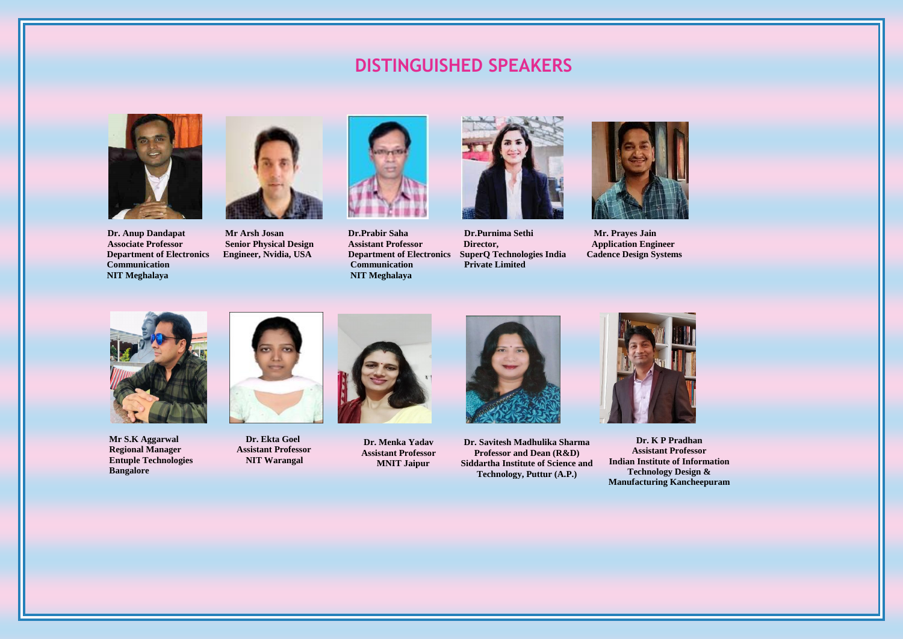# DISTINGUISHED SPEAKERS

**Dr. Anup Dandapat**
**Associate Professor**
**Department of Electronics Communication**
**NIT Meghalaya**

**Mr Arsh Josan**
**Senior Physical Design Engineer, Nvidia, USA**

**Dr.Prabir Saha**
**Assistant Professor**
**Department of Electronics Communication**
**NIT Meghalaya**

**Dr.Purnima Sethi**
**Director,**
**SuperQ Technologies India Private Limited**

**Mr. Prayes Jain**
**Application Engineer**
**Cadence Design Systems**

**Mr S.K Aggarwal**
**Regional Manager**
**Entuple Technologies**
**Bangalore**

**Dr. Ekta Goel**
**Assistant Professor**
**NIT Warangal**

**Dr. Menka Yadav**
**Assistant Professor**
**MNIT Jaipur**

**Dr. Savitesh Madhulika Sharma**
**Professor and Dean (R&D)**
**Siddartha Institute of Science and Technology, Puttur (A.P.)**

**Dr. K P Pradhan**
**Assistant Professor**
**Indian Institute of Information Technology Design & Manufacturing Kancheepuram**